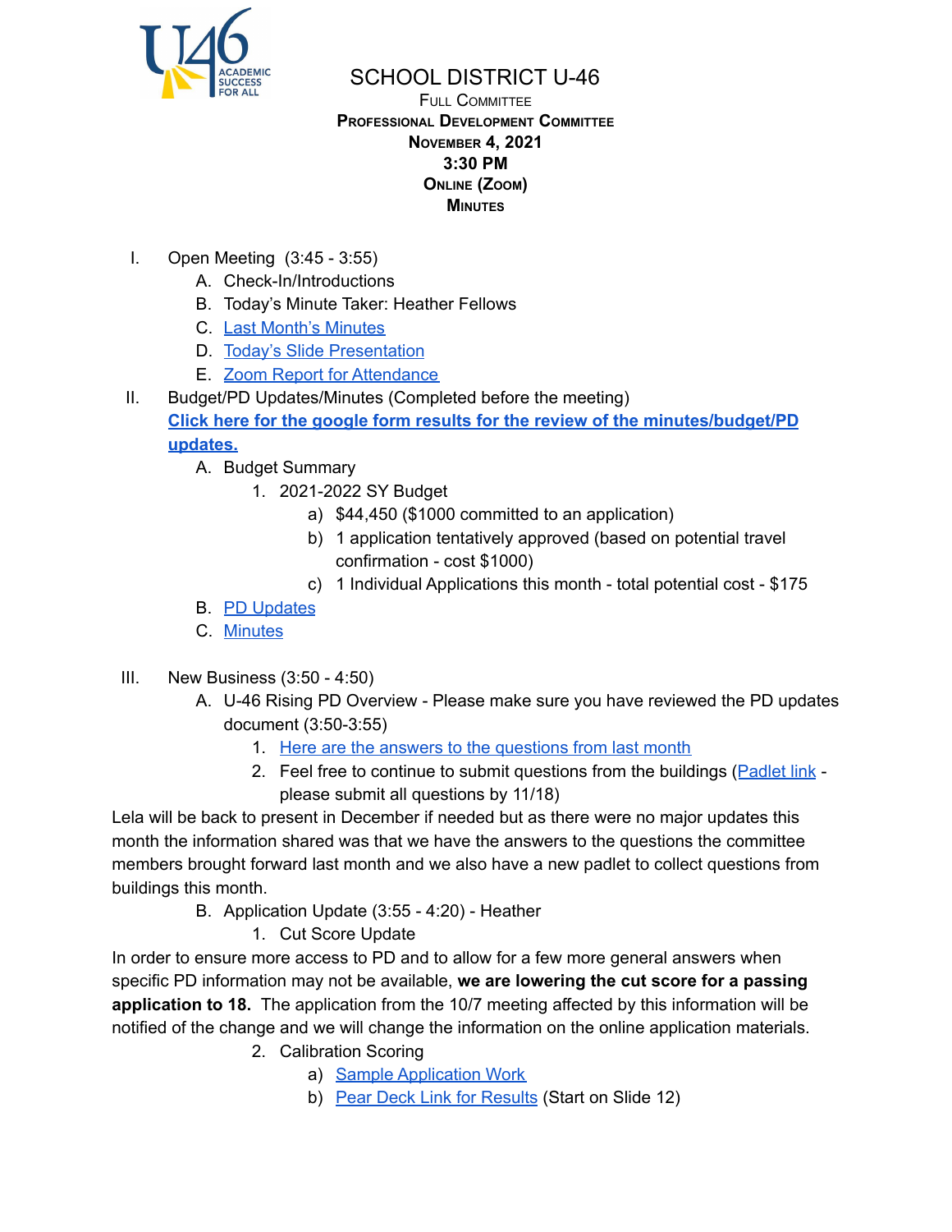# SCHOOL DISTRICT U-46

FULL COMMITTEE
**PROFESSIONAL DEVELOPMENT COMMITTEE**
**NOVEMBER 4, 2021**
**3:30 PM**
**ONLINE (ZOOM)**
**MINUTES**

I. Open Meeting (3:45 - 3:55)
   A. Check-In/Introductions
   B. Today's Minute Taker: Heather Fellows
   C. Last Month's Minutes
   D. Today's Slide Presentation
   E. Zoom Report for Attendance

II. Budget/PD Updates/Minutes (Completed before the meeting)
   **Click here for the google form results for the review of the minutes/budget/PD updates.**
   A. Budget Summary
      1. 2021-2022 SY Budget
         a) $44,450 ($1000 committed to an application)
         b) 1 application tentatively approved (based on potential travel confirmation - cost $1000)
         c) 1 Individual Applications this month - total potential cost - $175
   B. PD Updates
   C. Minutes

III. New Business (3:50 - 4:50)
   A. U-46 Rising PD Overview - Please make sure you have reviewed the PD updates document (3:50-3:55)
      1. Here are the answers to the questions from last month
      2. Feel free to continue to submit questions from the buildings (Padlet link - please submit all questions by 11/18)

Lela will be back to present in December if needed but as there were no major updates this month the information shared was that we have the answers to the questions the committee members brought forward last month and we also have a new padlet to collect questions from buildings this month.

   B. Application Update (3:55 - 4:20) - Heather
      1. Cut Score Update

In order to ensure more access to PD and to allow for a few more general answers when specific PD information may not be available, **we are lowering the cut score for a passing application to 18.** The application from the 10/7 meeting affected by this information will be notified of the change and we will change the information on the online application materials.

      2. Calibration Scoring
         a) Sample Application Work
         b) Pear Deck Link for Results (Start on Slide 12)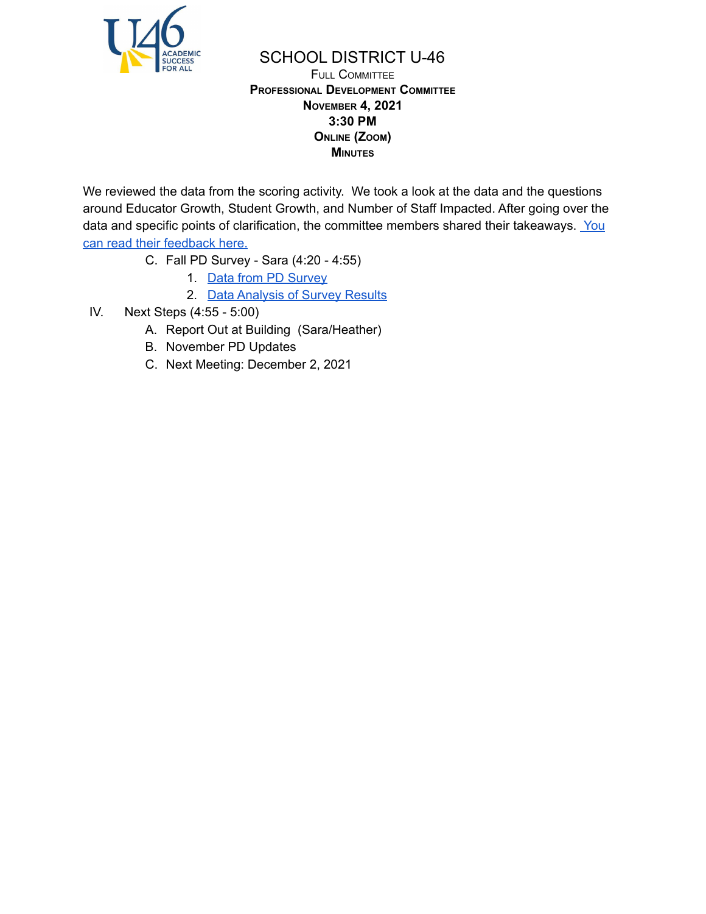SCHOOL DISTRICT U-46

Full Committee

**Professional Development Committee**

**November 4, 2021**

**3:30 PM**

**Online (Zoom)**

**Minutes**

We reviewed the data from the scoring activity. We took a look at the data and the questions around Educator Growth, Student Growth, and Number of Staff Impacted. After going over the data and specific points of clarification, the committee members shared their takeaways. You can read their feedback here.

C. Fall PD Survey - Sara (4:20 - 4:55)
   1. Data from PD Survey
   2. Data Analysis of Survey Results

IV. Next Steps (4:55 - 5:00)
   A. Report Out at Building (Sara/Heather)
   B. November PD Updates
   C. Next Meeting: December 2, 2021